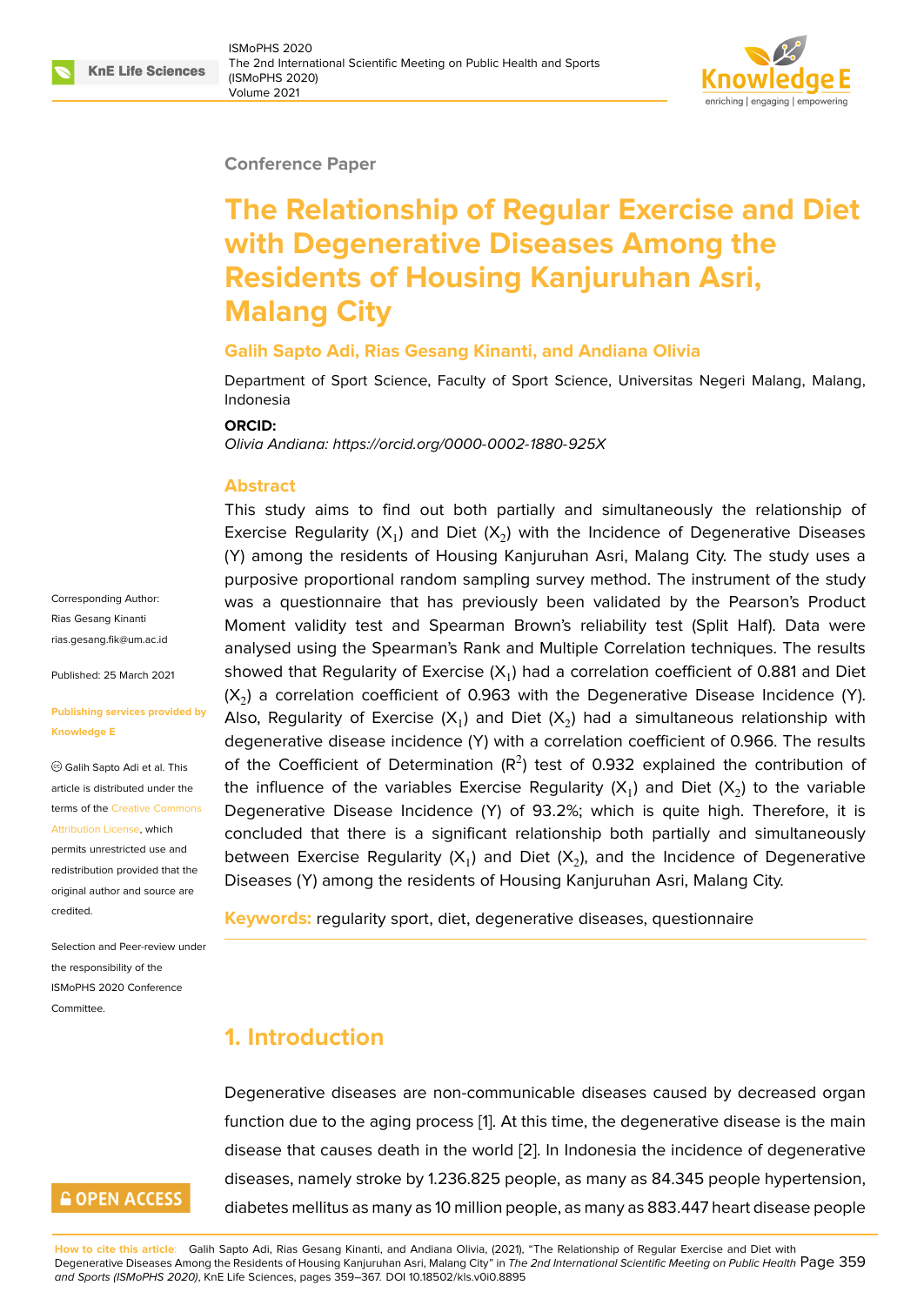Conference Paper

# The Relationship of Regular Exercise and Diet with Degenerative Diseases Among the Residents of Housing Kanjuruhan Asri, Malang City

**Galih Sapto Adi, Rias Gesang Kinanti, and Andiana Olivia**

Department of Sport Science, Faculty of Sport Science, Universitas Negeri Malang, Malang, Indonesia

**ORCID:**

*Olivia Andiana: https://orcid.org/0000-0002-1880-925X*

Corresponding Author: Rias Gesang Kinanti rias.gesang.fik@um.ac.id

Published: 25 March 2021

**Publishing services provided by Knowledge E**

© Galih Sapto Adi et al. This article is distributed under the terms of the Creative Commons Attribution License, which permits unrestricted use and redistribution provided that the original author and source are credited.

Selection and Peer-review under the responsibility of the ISMoPHS 2020 Conference Committee.

## Abstract

This study aims to find out both partially and simultaneously the relationship of Exercise Regularity ($X_1$) and Diet ($X_2$) with the Incidence of Degenerative Diseases (Y) among the residents of Housing Kanjuruhan Asri, Malang City. The study uses a purposive proportional random sampling survey method. The instrument of the study was a questionnaire that has previously been validated by the Pearson's Product Moment validity test and Spearman Brown's reliability test (Split Half). Data were analysed using the Spearman's Rank and Multiple Correlation techniques. The results showed that Regularity of Exercise ($X_1$) had a correlation coefficient of 0.881 and Diet ($X_2$) a correlation coefficient of 0.963 with the Degenerative Disease Incidence (Y). Also, Regularity of Exercise ($X_1$) and Diet ($X_2$) had a simultaneous relationship with degenerative disease incidence (Y) with a correlation coefficient of 0.966. The results of the Coefficient of Determination ($R^2$) test of 0.932 explained the contribution of the influence of the variables Exercise Regularity ($X_1$) and Diet ($X_2$) to the variable Degenerative Disease Incidence (Y) of 93.2%; which is quite high. Therefore, it is concluded that there is a significant relationship both partially and simultaneously between Exercise Regularity ($X_1$) and Diet ($X_2$), and the Incidence of Degenerative Diseases (Y) among the residents of Housing Kanjuruhan Asri, Malang City.

**Keywords:** regularity sport, diet, degenerative diseases, questionnaire

## 1. Introduction

Degenerative diseases are non-communicable diseases caused by decreased organ function due to the aging process [1]. At this time, the degenerative disease is the main disease that causes death in the world [2]. In Indonesia the incidence of degenerative diseases, namely stroke by 1.236.825 people, as many as 84.345 people hypertension, diabetes mellitus as many as 10 million people, as many as 883.447 heart disease people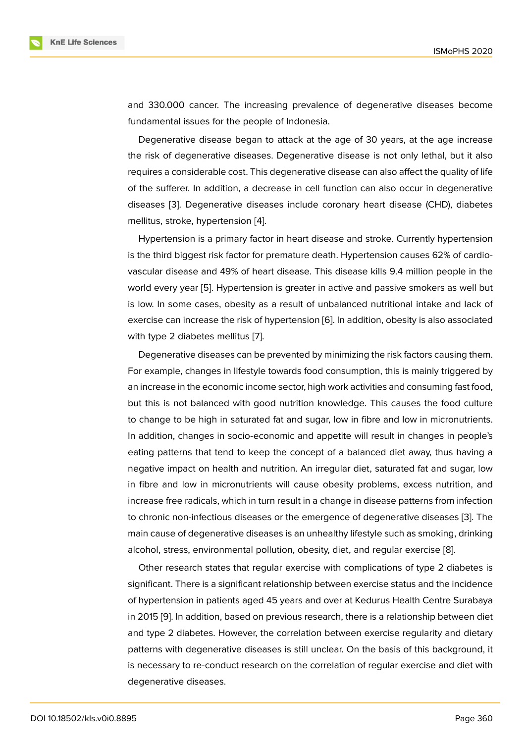and 330.000 cancer. The increasing prevalence of degenerative diseases become fundamental issues for the people of Indonesia.

Degenerative disease began to attack at the age of 30 years, at the age increase the risk of degenerative diseases. Degenerative disease is not only lethal, but it also requires a considerable cost. This degenerative disease can also affect the quality of life of the sufferer. In addition, a decrease in cell function can also occur in degenerative diseases [3]. Degenerative diseases include coronary heart disease (CHD), diabetes mellitus, stroke, hypertension [4].

Hypertension is a primary factor in heart disease and stroke. Currently hypertension is the third biggest risk factor for premature death. Hypertension causes 62% of cardiovascular disease and 49% of heart disease. This disease kills 9.4 million people in the world every year [5]. Hypertension is greater in active and passive smokers as well but is low. In some cases, obesity as a result of unbalanced nutritional intake and lack of exercise can increase the risk of hypertension [6]. In addition, obesity is also associated with type 2 diabetes mellitus [7].

Degenerative diseases can be prevented by minimizing the risk factors causing them. For example, changes in lifestyle towards food consumption, this is mainly triggered by an increase in the economic income sector, high work activities and consuming fast food, but this is not balanced with good nutrition knowledge. This causes the food culture to change to be high in saturated fat and sugar, low in fibre and low in micronutrients. In addition, changes in socio-economic and appetite will result in changes in people's eating patterns that tend to keep the concept of a balanced diet away, thus having a negative impact on health and nutrition. An irregular diet, saturated fat and sugar, low in fibre and low in micronutrients will cause obesity problems, excess nutrition, and increase free radicals, which in turn result in a change in disease patterns from infection to chronic non-infectious diseases or the emergence of degenerative diseases [3]. The main cause of degenerative diseases is an unhealthy lifestyle such as smoking, drinking alcohol, stress, environmental pollution, obesity, diet, and regular exercise [8].

Other research states that regular exercise with complications of type 2 diabetes is significant. There is a significant relationship between exercise status and the incidence of hypertension in patients aged 45 years and over at Kedurus Health Centre Surabaya in 2015 [9]. In addition, based on previous research, there is a relationship between diet and type 2 diabetes. However, the correlation between exercise regularity and dietary patterns with degenerative diseases is still unclear. On the basis of this background, it is necessary to re-conduct research on the correlation of regular exercise and diet with degenerative diseases.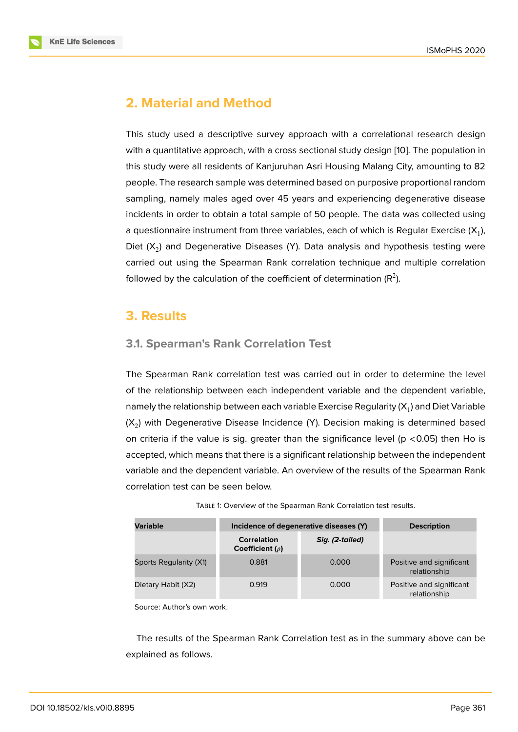## 2. Material and Method

This study used a descriptive survey approach with a correlational research design with a quantitative approach, with a cross sectional study design [10]. The population in this study were all residents of Kanjuruhan Asri Housing Malang City, amounting to 82 people. The research sample was determined based on purposive proportional random sampling, namely males aged over 45 years and experiencing degenerative disease incidents in order to obtain a total sample of 50 people. The data was collected using a questionnaire instrument from three variables, each of which is Regular Exercise ($X_1$), Diet ($X_2$) and Degenerative Diseases (Y). Data analysis and hypothesis testing were carried out using the Spearman Rank correlation technique and multiple correlation followed by the calculation of the coefficient of determination ($R^2$).

## 3. Results

### 3.1. Spearman's Rank Correlation Test

The Spearman Rank correlation test was carried out in order to determine the level of the relationship between each independent variable and the dependent variable, namely the relationship between each variable Exercise Regularity ($X_1$) and Diet Variable ($X_2$) with Degenerative Disease Incidence (Y). Decision making is determined based on criteria if the value is sig. greater than the significance level ($p < 0.05$) then Ho is accepted, which means that there is a significant relationship between the independent variable and the dependent variable. An overview of the results of the Spearman Rank correlation test can be seen below.

TABLE 1: Overview of the Spearman Rank Correlation test results.

| Variable | Incidence of degenerative diseases (Y) | | Description |
|---|---|---|---|
| | Correlation Coefficient ($\rho$) | *Sig. (2-tailed)* | |
| Sports Regularity (X1) | 0.881 | 0.000 | Positive and significant relationship |
| Dietary Habit (X2) | 0.919 | 0.000 | Positive and significant relationship |

Source: Author's own work.

The results of the Spearman Rank Correlation test as in the summary above can be explained as follows.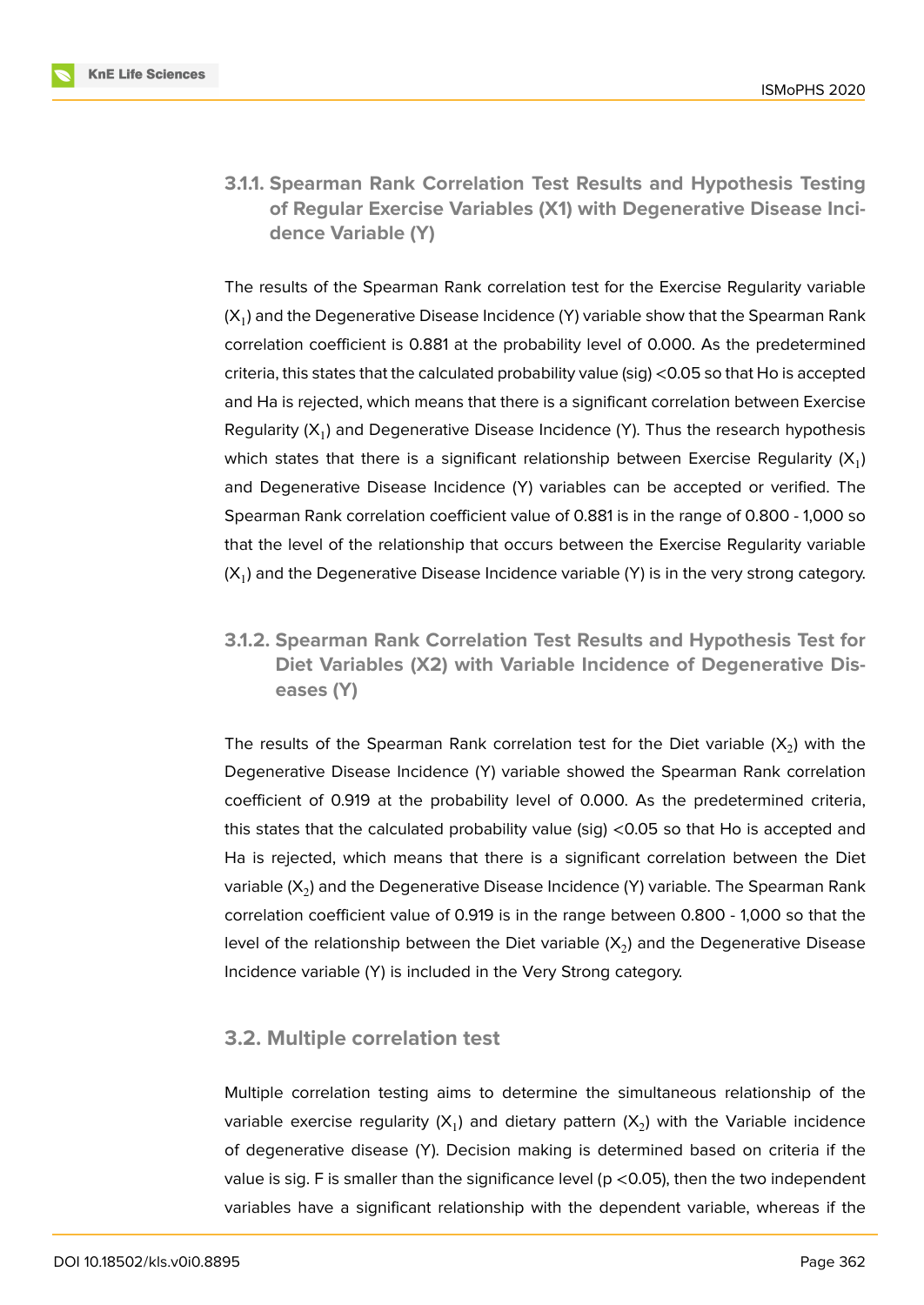#### 3.1.1. Spearman Rank Correlation Test Results and Hypothesis Testing of Regular Exercise Variables (X1) with Degenerative Disease Incidence Variable (Y)

The results of the Spearman Rank correlation test for the Exercise Regularity variable ($X_1$) and the Degenerative Disease Incidence (Y) variable show that the Spearman Rank correlation coefficient is 0.881 at the probability level of 0.000. As the predetermined criteria, this states that the calculated probability value (sig) <0.05 so that Ho is accepted and Ha is rejected, which means that there is a significant correlation between Exercise Regularity ($X_1$) and Degenerative Disease Incidence (Y). Thus the research hypothesis which states that there is a significant relationship between Exercise Regularity ($X_1$) and Degenerative Disease Incidence (Y) variables can be accepted or verified. The Spearman Rank correlation coefficient value of 0.881 is in the range of 0.800 - 1,000 so that the level of the relationship that occurs between the Exercise Regularity variable ($X_1$) and the Degenerative Disease Incidence variable (Y) is in the very strong category.

#### 3.1.2. Spearman Rank Correlation Test Results and Hypothesis Test for Diet Variables (X2) with Variable Incidence of Degenerative Diseases (Y)

The results of the Spearman Rank correlation test for the Diet variable ($X_2$) with the Degenerative Disease Incidence (Y) variable showed the Spearman Rank correlation coefficient of 0.919 at the probability level of 0.000. As the predetermined criteria, this states that the calculated probability value (sig) <0.05 so that Ho is accepted and Ha is rejected, which means that there is a significant correlation between the Diet variable ($X_2$) and the Degenerative Disease Incidence (Y) variable. The Spearman Rank correlation coefficient value of 0.919 is in the range between 0.800 - 1,000 so that the level of the relationship between the Diet variable ($X_2$) and the Degenerative Disease Incidence variable (Y) is included in the Very Strong category.

### 3.2. Multiple correlation test

Multiple correlation testing aims to determine the simultaneous relationship of the variable exercise regularity ($X_1$) and dietary pattern ($X_2$) with the Variable incidence of degenerative disease (Y). Decision making is determined based on criteria if the value is sig. F is smaller than the significance level ($p < 0.05$), then the two independent variables have a significant relationship with the dependent variable, whereas if the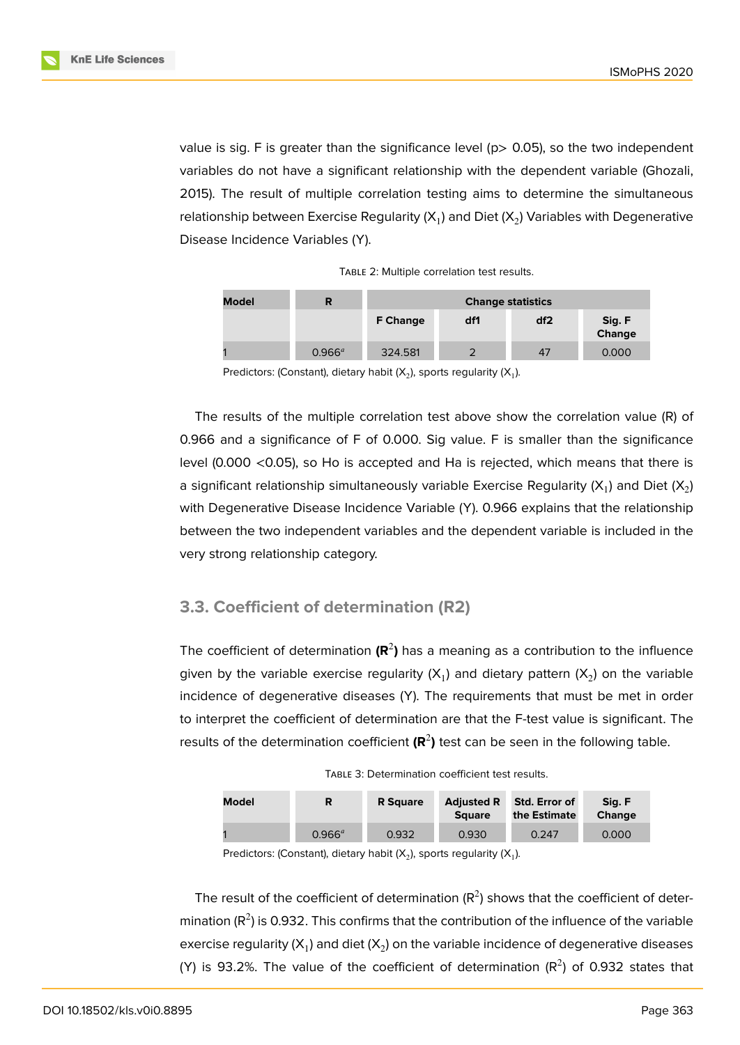value is sig. F is greater than the significance level (p> 0.05), so the two independent variables do not have a significant relationship with the dependent variable (Ghozali, 2015). The result of multiple correlation testing aims to determine the simultaneous relationship between Exercise Regularity ($X_1$) and Diet ($X_2$) Variables with Degenerative Disease Incidence Variables (Y).

Table 2: Multiple correlation test results.

| Model | R | Change statistics | | | |
|---|---|---|---|---|---|
| | | F Change | df1 | df2 | Sig. F Change |
| 1 | 0.966[a] | 324.581 | 2 | 47 | 0.000 |

Predictors: (Constant), dietary habit ($X_2$), sports regularity ($X_1$).

The results of the multiple correlation test above show the correlation value (R) of 0.966 and a significance of F of 0.000. Sig value. F is smaller than the significance level (0.000 <0.05), so Ho is accepted and Ha is rejected, which means that there is a significant relationship simultaneously variable Exercise Regularity ($X_1$) and Diet ($X_2$) with Degenerative Disease Incidence Variable (Y). 0.966 explains that the relationship between the two independent variables and the dependent variable is included in the very strong relationship category.

### 3.3. Coefficient of determination (R2)

The coefficient of determination **($R^2$)** has a meaning as a contribution to the influence given by the variable exercise regularity ($X_1$) and dietary pattern ($X_2$) on the variable incidence of degenerative diseases (Y). The requirements that must be met in order to interpret the coefficient of determination are that the F-test value is significant. The results of the determination coefficient **($R^2$)** test can be seen in the following table.

Table 3: Determination coefficient test results.

| Model | R | R Square | Adjusted R Square | Std. Error of the Estimate | Sig. F Change |
|---|---|---|---|---|---|
| 1 | 0.966[a] | 0.932 | 0.930 | 0.247 | 0.000 |

Predictors: (Constant), dietary habit ($X_2$), sports regularity ($X_1$).

The result of the coefficient of determination ($R^2$) shows that the coefficient of determination ($R^2$) is 0.932. This confirms that the contribution of the influence of the variable exercise regularity ($X_1$) and diet ($X_2$) on the variable incidence of degenerative diseases (Y) is 93.2%. The value of the coefficient of determination ($R^2$) of 0.932 states that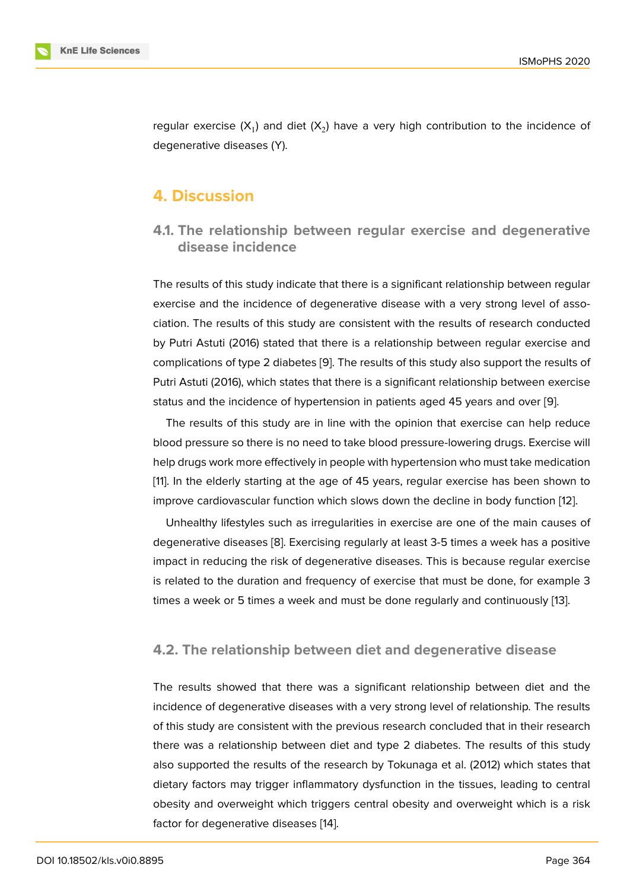regular exercise ($X_1$) and diet ($X_2$) have a very high contribution to the incidence of degenerative diseases (Y).

# 4. Discussion

## 4.1. The relationship between regular exercise and degenerative disease incidence

The results of this study indicate that there is a significant relationship between regular exercise and the incidence of degenerative disease with a very strong level of association. The results of this study are consistent with the results of research conducted by Putri Astuti (2016) stated that there is a relationship between regular exercise and complications of type 2 diabetes [9]. The results of this study also support the results of Putri Astuti (2016), which states that there is a significant relationship between exercise status and the incidence of hypertension in patients aged 45 years and over [9].

The results of this study are in line with the opinion that exercise can help reduce blood pressure so there is no need to take blood pressure-lowering drugs. Exercise will help drugs work more effectively in people with hypertension who must take medication [11]. In the elderly starting at the age of 45 years, regular exercise has been shown to improve cardiovascular function which slows down the decline in body function [12].

Unhealthy lifestyles such as irregularities in exercise are one of the main causes of degenerative diseases [8]. Exercising regularly at least 3-5 times a week has a positive impact in reducing the risk of degenerative diseases. This is because regular exercise is related to the duration and frequency of exercise that must be done, for example 3 times a week or 5 times a week and must be done regularly and continuously [13].

## 4.2. The relationship between diet and degenerative disease

The results showed that there was a significant relationship between diet and the incidence of degenerative diseases with a very strong level of relationship. The results of this study are consistent with the previous research concluded that in their research there was a relationship between diet and type 2 diabetes. The results of this study also supported the results of the research by Tokunaga et al. (2012) which states that dietary factors may trigger inflammatory dysfunction in the tissues, leading to central obesity and overweight which triggers central obesity and overweight which is a risk factor for degenerative diseases [14].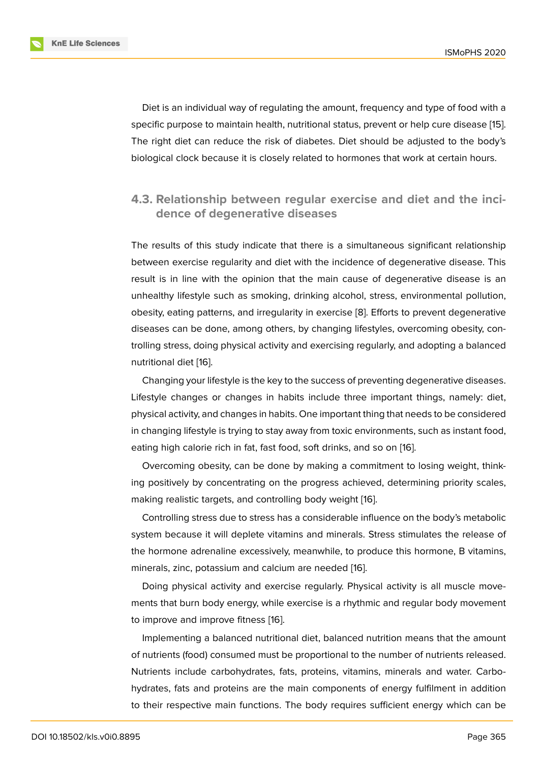Diet is an individual way of regulating the amount, frequency and type of food with a specific purpose to maintain health, nutritional status, prevent or help cure disease [15]. The right diet can reduce the risk of diabetes. Diet should be adjusted to the body's biological clock because it is closely related to hormones that work at certain hours.

### 4.3. Relationship between regular exercise and diet and the incidence of degenerative diseases

The results of this study indicate that there is a simultaneous significant relationship between exercise regularity and diet with the incidence of degenerative disease. This result is in line with the opinion that the main cause of degenerative disease is an unhealthy lifestyle such as smoking, drinking alcohol, stress, environmental pollution, obesity, eating patterns, and irregularity in exercise [8]. Efforts to prevent degenerative diseases can be done, among others, by changing lifestyles, overcoming obesity, controlling stress, doing physical activity and exercising regularly, and adopting a balanced nutritional diet [16].

Changing your lifestyle is the key to the success of preventing degenerative diseases. Lifestyle changes or changes in habits include three important things, namely: diet, physical activity, and changes in habits. One important thing that needs to be considered in changing lifestyle is trying to stay away from toxic environments, such as instant food, eating high calorie rich in fat, fast food, soft drinks, and so on [16].

Overcoming obesity, can be done by making a commitment to losing weight, thinking positively by concentrating on the progress achieved, determining priority scales, making realistic targets, and controlling body weight [16].

Controlling stress due to stress has a considerable influence on the body's metabolic system because it will deplete vitamins and minerals. Stress stimulates the release of the hormone adrenaline excessively, meanwhile, to produce this hormone, B vitamins, minerals, zinc, potassium and calcium are needed [16].

Doing physical activity and exercise regularly. Physical activity is all muscle movements that burn body energy, while exercise is a rhythmic and regular body movement to improve and improve fitness [16].

Implementing a balanced nutritional diet, balanced nutrition means that the amount of nutrients (food) consumed must be proportional to the number of nutrients released. Nutrients include carbohydrates, fats, proteins, vitamins, minerals and water. Carbohydrates, fats and proteins are the main components of energy fulfilment in addition to their respective main functions. The body requires sufficient energy which can be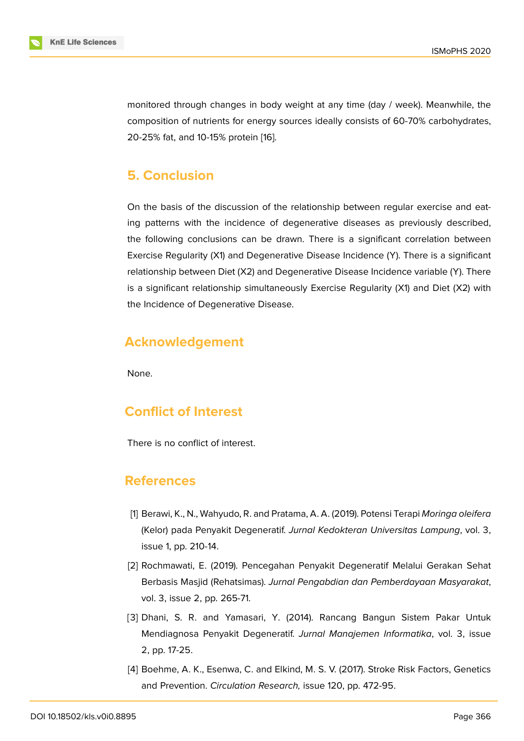monitored through changes in body weight at any time (day / week). Meanwhile, the composition of nutrients for energy sources ideally consists of 60-70% carbohydrates, 20-25% fat, and 10-15% protein [16].

## 5. Conclusion

On the basis of the discussion of the relationship between regular exercise and eating patterns with the incidence of degenerative diseases as previously described, the following conclusions can be drawn. There is a significant correlation between Exercise Regularity (X1) and Degenerative Disease Incidence (Y). There is a significant relationship between Diet (X2) and Degenerative Disease Incidence variable (Y). There is a significant relationship simultaneously Exercise Regularity (X1) and Diet (X2) with the Incidence of Degenerative Disease.

## Acknowledgement

None.

## Conflict of Interest

There is no conflict of interest.

## References

[1] Berawi, K., N., Wahyudo, R. and Pratama, A. A. (2019). Potensi Terapi *Moringa oleifera* (Kelor) pada Penyakit Degeneratif. *Jurnal Kedokteran Universitas Lampung*, vol. 3, issue 1, pp. 210-14.

[2] Rochmawati, E. (2019). Pencegahan Penyakit Degeneratif Melalui Gerakan Sehat Berbasis Masjid (Rehatsimas). *Jurnal Pengabdian dan Pemberdayaan Masyarakat*, vol. 3, issue 2, pp. 265-71.

[3] Dhani, S. R. and Yamasari, Y. (2014). Rancang Bangun Sistem Pakar Untuk Mendiagnosa Penyakit Degeneratif. *Jurnal Manajemen Informatika*, vol. 3, issue 2, pp. 17-25.

[4] Boehme, A. K., Esenwa, C. and Elkind, M. S. V. (2017). Stroke Risk Factors, Genetics and Prevention. *Circulation Research,* issue 120, pp. 472-95.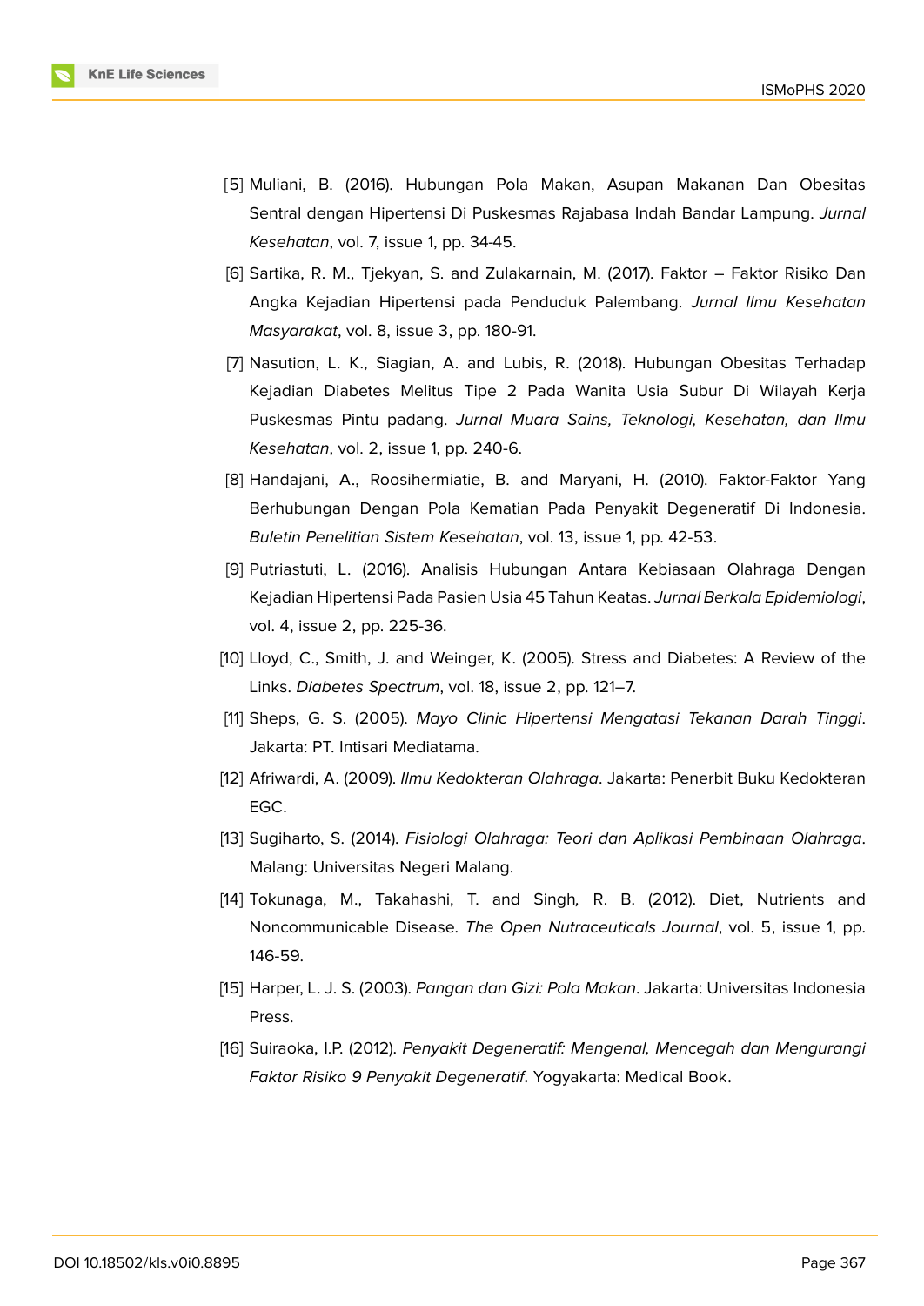[5] Muliani, B. (2016). Hubungan Pola Makan, Asupan Makanan Dan Obesitas Sentral dengan Hipertensi Di Puskesmas Rajabasa Indah Bandar Lampung. *Jurnal Kesehatan*, vol. 7, issue 1, pp. 34-45.

[6] Sartika, R. M., Tjekyan, S. and Zulakarnain, M. (2017). Faktor – Faktor Risiko Dan Angka Kejadian Hipertensi pada Penduduk Palembang. *Jurnal Ilmu Kesehatan Masyarakat*, vol. 8, issue 3, pp. 180-91.

[7] Nasution, L. K., Siagian, A. and Lubis, R. (2018). Hubungan Obesitas Terhadap Kejadian Diabetes Melitus Tipe 2 Pada Wanita Usia Subur Di Wilayah Kerja Puskesmas Pintu padang. *Jurnal Muara Sains, Teknologi, Kesehatan, dan Ilmu Kesehatan*, vol. 2, issue 1, pp. 240-6.

[8] Handajani, A., Roosihermiatie, B. and Maryani, H. (2010). Faktor-Faktor Yang Berhubungan Dengan Pola Kematian Pada Penyakit Degeneratif Di Indonesia. *Buletin Penelitian Sistem Kesehatan*, vol. 13, issue 1, pp. 42-53.

[9] Putriastuti, L. (2016). Analisis Hubungan Antara Kebiasaan Olahraga Dengan Kejadian Hipertensi Pada Pasien Usia 45 Tahun Keatas. *Jurnal Berkala Epidemiologi*, vol. 4, issue 2, pp. 225-36.

[10] Lloyd, C., Smith, J. and Weinger, K. (2005). Stress and Diabetes: A Review of the Links. *Diabetes Spectrum*, vol. 18, issue 2, pp. 121–7.

[11] Sheps, G. S. (2005). *Mayo Clinic Hipertensi Mengatasi Tekanan Darah Tinggi*. Jakarta: PT. Intisari Mediatama.

[12] Afriwardi, A. (2009). *Ilmu Kedokteran Olahraga*. Jakarta: Penerbit Buku Kedokteran EGC.

[13] Sugiharto, S. (2014). *Fisiologi Olahraga: Teori dan Aplikasi Pembinaan Olahraga*. Malang: Universitas Negeri Malang.

[14] Tokunaga, M., Takahashi, T. and Singh, R. B. (2012). Diet, Nutrients and Noncommunicable Disease. *The Open Nutraceuticals Journal*, vol. 5, issue 1, pp. 146-59.

[15] Harper, L. J. S. (2003). *Pangan dan Gizi: Pola Makan*. Jakarta: Universitas Indonesia Press.

[16] Suiraoka, I.P. (2012). *Penyakit Degeneratif: Mengenal, Mencegah dan Mengurangi Faktor Risiko 9 Penyakit Degeneratif*. Yogyakarta: Medical Book.